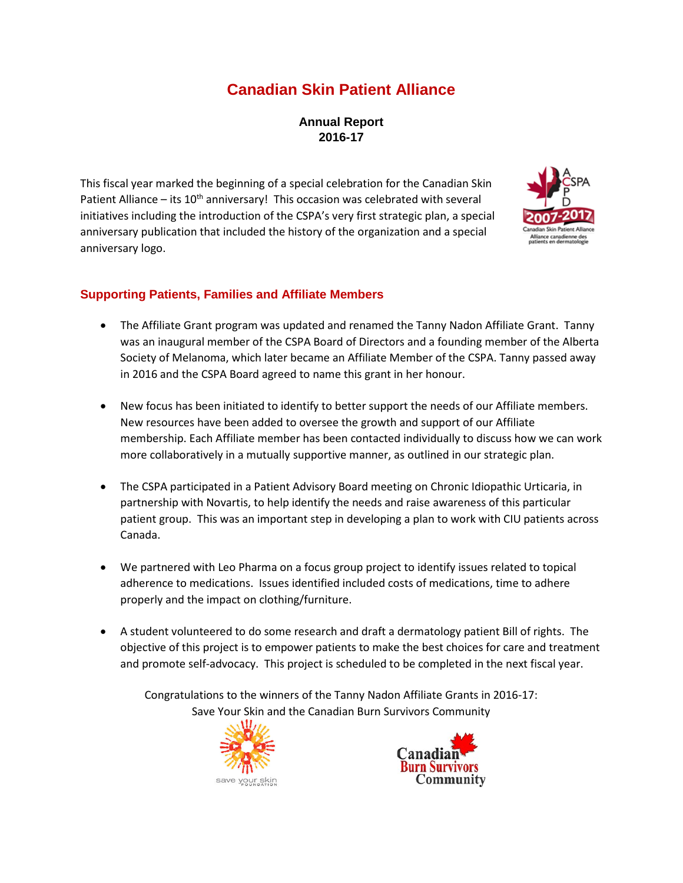# Canadian Skin Patient Alliance

**Annual Report**
**2016-17**

This fiscal year marked the beginning of a special celebration for the Canadian Skin Patient Alliance – its 10th anniversary! This occasion was celebrated with several initiatives including the introduction of the CSPA's very first strategic plan, a special anniversary publication that included the history of the organization and a special anniversary logo.

## Supporting Patients, Families and Affiliate Members

- The Affiliate Grant program was updated and renamed the Tanny Nadon Affiliate Grant. Tanny was an inaugural member of the CSPA Board of Directors and a founding member of the Alberta Society of Melanoma, which later became an Affiliate Member of the CSPA. Tanny passed away in 2016 and the CSPA Board agreed to name this grant in her honour.

- New focus has been initiated to identify to better support the needs of our Affiliate members. New resources have been added to oversee the growth and support of our Affiliate membership. Each Affiliate member has been contacted individually to discuss how we can work more collaboratively in a mutually supportive manner, as outlined in our strategic plan.

- The CSPA participated in a Patient Advisory Board meeting on Chronic Idiopathic Urticaria, in partnership with Novartis, to help identify the needs and raise awareness of this particular patient group. This was an important step in developing a plan to work with CIU patients across Canada.

- We partnered with Leo Pharma on a focus group project to identify issues related to topical adherence to medications. Issues identified included costs of medications, time to adhere properly and the impact on clothing/furniture.

- A student volunteered to do some research and draft a dermatology patient Bill of rights. The objective of this project is to empower patients to make the best choices for care and treatment and promote self-advocacy. This project is scheduled to be completed in the next fiscal year.

Congratulations to the winners of the Tanny Nadon Affiliate Grants in 2016-17:
Save Your Skin and the Canadian Burn Survivors Community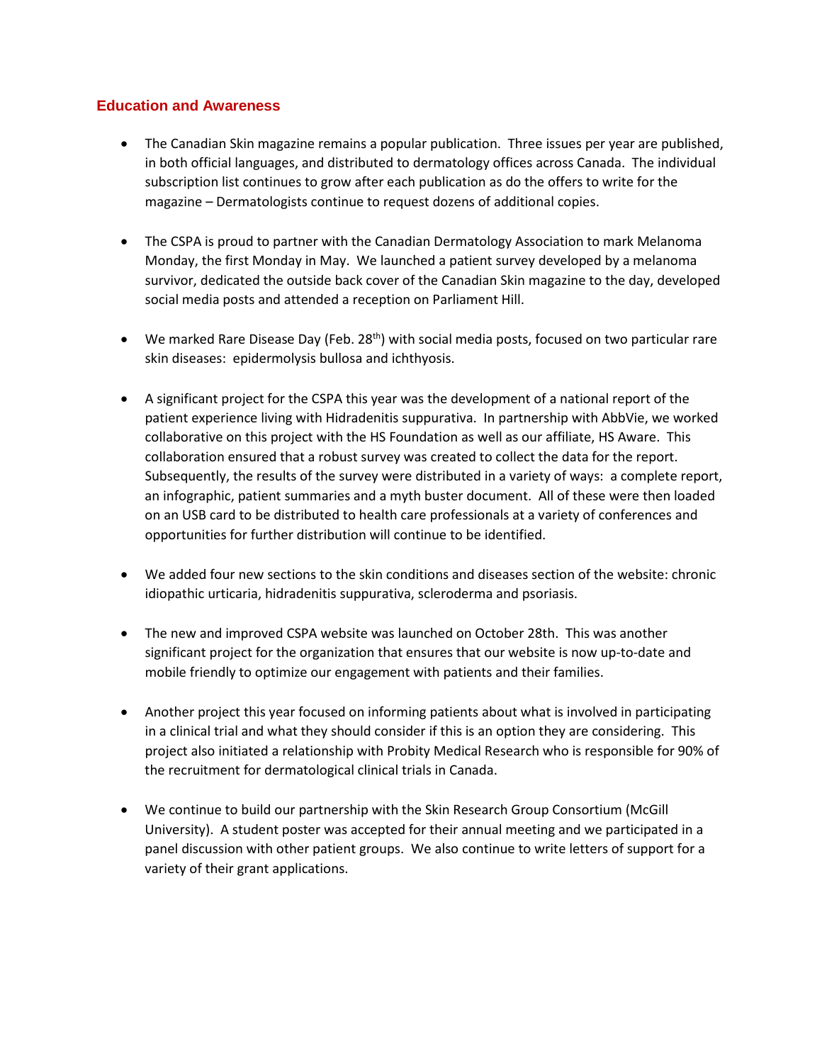## Education and Awareness

- The Canadian Skin magazine remains a popular publication. Three issues per year are published, in both official languages, and distributed to dermatology offices across Canada. The individual subscription list continues to grow after each publication as do the offers to write for the magazine – Dermatologists continue to request dozens of additional copies.

- The CSPA is proud to partner with the Canadian Dermatology Association to mark Melanoma Monday, the first Monday in May. We launched a patient survey developed by a melanoma survivor, dedicated the outside back cover of the Canadian Skin magazine to the day, developed social media posts and attended a reception on Parliament Hill.

- We marked Rare Disease Day (Feb. 28th) with social media posts, focused on two particular rare skin diseases: epidermolysis bullosa and ichthyosis.

- A significant project for the CSPA this year was the development of a national report of the patient experience living with Hidradenitis suppurativa. In partnership with AbbVie, we worked collaborative on this project with the HS Foundation as well as our affiliate, HS Aware. This collaboration ensured that a robust survey was created to collect the data for the report. Subsequently, the results of the survey were distributed in a variety of ways: a complete report, an infographic, patient summaries and a myth buster document. All of these were then loaded on an USB card to be distributed to health care professionals at a variety of conferences and opportunities for further distribution will continue to be identified.

- We added four new sections to the skin conditions and diseases section of the website: chronic idiopathic urticaria, hidradenitis suppurativa, scleroderma and psoriasis.

- The new and improved CSPA website was launched on October 28th. This was another significant project for the organization that ensures that our website is now up-to-date and mobile friendly to optimize our engagement with patients and their families.

- Another project this year focused on informing patients about what is involved in participating in a clinical trial and what they should consider if this is an option they are considering. This project also initiated a relationship with Probity Medical Research who is responsible for 90% of the recruitment for dermatological clinical trials in Canada.

- We continue to build our partnership with the Skin Research Group Consortium (McGill University). A student poster was accepted for their annual meeting and we participated in a panel discussion with other patient groups. We also continue to write letters of support for a variety of their grant applications.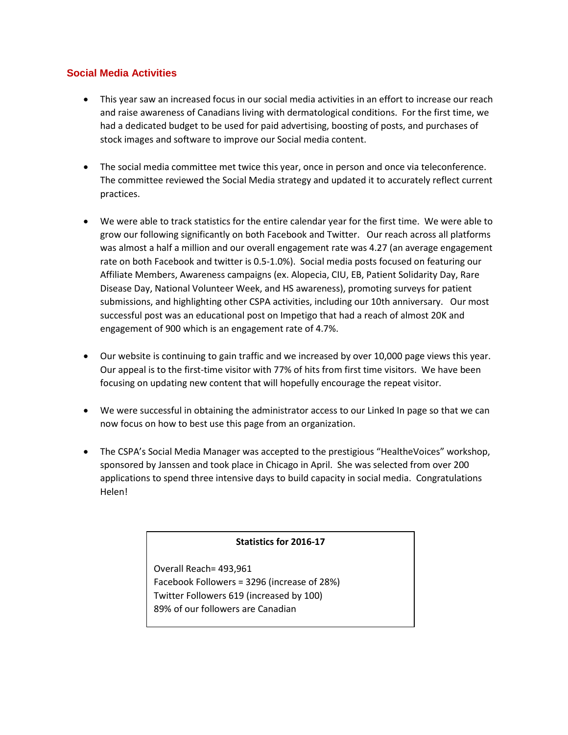## Social Media Activities

- This year saw an increased focus in our social media activities in an effort to increase our reach and raise awareness of Canadians living with dermatological conditions. For the first time, we had a dedicated budget to be used for paid advertising, boosting of posts, and purchases of stock images and software to improve our Social media content.

- The social media committee met twice this year, once in person and once via teleconference. The committee reviewed the Social Media strategy and updated it to accurately reflect current practices.

- We were able to track statistics for the entire calendar year for the first time. We were able to grow our following significantly on both Facebook and Twitter. Our reach across all platforms was almost a half a million and our overall engagement rate was 4.27 (an average engagement rate on both Facebook and twitter is 0.5-1.0%). Social media posts focused on featuring our Affiliate Members, Awareness campaigns (ex. Alopecia, CIU, EB, Patient Solidarity Day, Rare Disease Day, National Volunteer Week, and HS awareness), promoting surveys for patient submissions, and highlighting other CSPA activities, including our 10th anniversary. Our most successful post was an educational post on Impetigo that had a reach of almost 20K and engagement of 900 which is an engagement rate of 4.7%.

- Our website is continuing to gain traffic and we increased by over 10,000 page views this year. Our appeal is to the first-time visitor with 77% of hits from first time visitors. We have been focusing on updating new content that will hopefully encourage the repeat visitor.

- We were successful in obtaining the administrator access to our Linked In page so that we can now focus on how to best use this page from an organization.

- The CSPA's Social Media Manager was accepted to the prestigious "HealtheVoices" workshop, sponsored by Janssen and took place in Chicago in April. She was selected from over 200 applications to spend three intensive days to build capacity in social media. Congratulations Helen!

**Statistics for 2016-17**

Overall Reach= 493,961
Facebook Followers = 3296 (increase of 28%)
Twitter Followers 619 (increased by 100)
89% of our followers are Canadian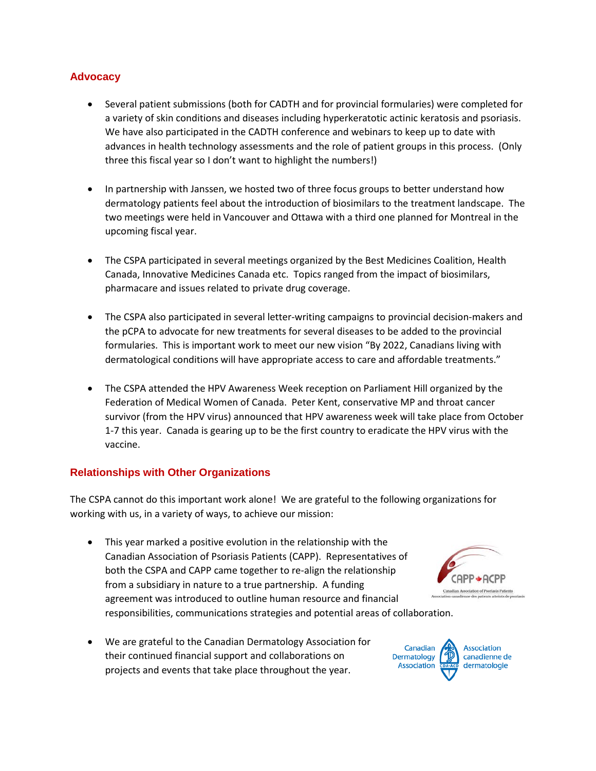## Advocacy

- Several patient submissions (both for CADTH and for provincial formularies) were completed for a variety of skin conditions and diseases including hyperkeratotic actinic keratosis and psoriasis. We have also participated in the CADTH conference and webinars to keep up to date with advances in health technology assessments and the role of patient groups in this process. (Only three this fiscal year so I don't want to highlight the numbers!)

- In partnership with Janssen, we hosted two of three focus groups to better understand how dermatology patients feel about the introduction of biosimilars to the treatment landscape. The two meetings were held in Vancouver and Ottawa with a third one planned for Montreal in the upcoming fiscal year.

- The CSPA participated in several meetings organized by the Best Medicines Coalition, Health Canada, Innovative Medicines Canada etc. Topics ranged from the impact of biosimilars, pharmacare and issues related to private drug coverage.

- The CSPA also participated in several letter-writing campaigns to provincial decision-makers and the pCPA to advocate for new treatments for several diseases to be added to the provincial formularies. This is important work to meet our new vision "By 2022, Canadians living with dermatological conditions will have appropriate access to care and affordable treatments."

- The CSPA attended the HPV Awareness Week reception on Parliament Hill organized by the Federation of Medical Women of Canada. Peter Kent, conservative MP and throat cancer survivor (from the HPV virus) announced that HPV awareness week will take place from October 1-7 this year. Canada is gearing up to be the first country to eradicate the HPV virus with the vaccine.

## Relationships with Other Organizations

The CSPA cannot do this important work alone! We are grateful to the following organizations for working with us, in a variety of ways, to achieve our mission:

- This year marked a positive evolution in the relationship with the Canadian Association of Psoriasis Patients (CAPP). Representatives of both the CSPA and CAPP came together to re-align the relationship from a subsidiary in nature to a true partnership. A funding agreement was introduced to outline human resource and financial responsibilities, communications strategies and potential areas of collaboration.

- We are grateful to the Canadian Dermatology Association for their continued financial support and collaborations on projects and events that take place throughout the year.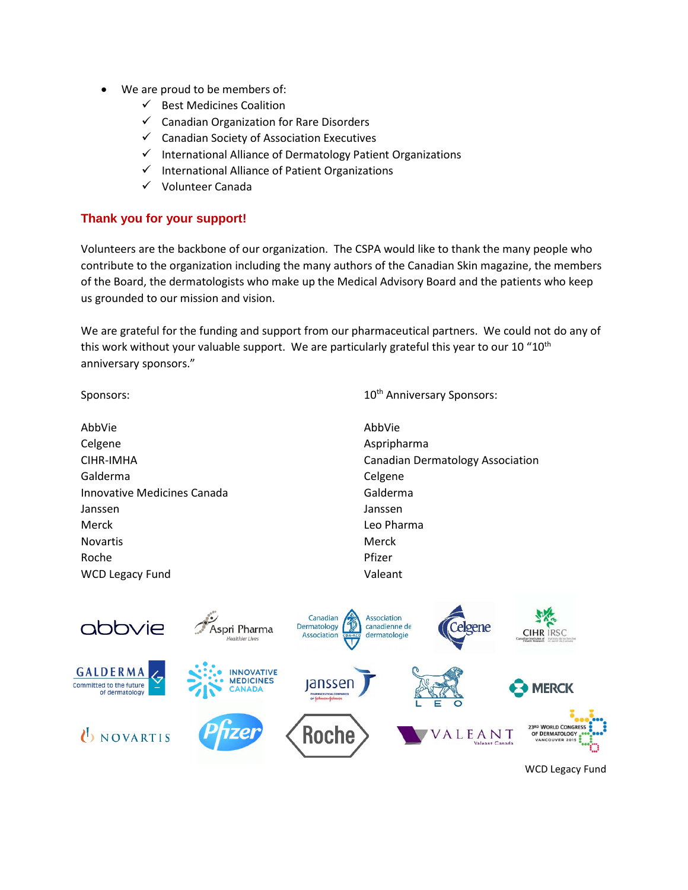- We are proud to be members of:
  - ✓ Best Medicines Coalition
  - ✓ Canadian Organization for Rare Disorders
  - ✓ Canadian Society of Association Executives
  - ✓ International Alliance of Dermatology Patient Organizations
  - ✓ International Alliance of Patient Organizations
  - ✓ Volunteer Canada

## Thank you for your support!

Volunteers are the backbone of our organization. The CSPA would like to thank the many people who contribute to the organization including the many authors of the Canadian Skin magazine, the members of the Board, the dermatologists who make up the Medical Advisory Board and the patients who keep us grounded to our mission and vision.

We are grateful for the funding and support from our pharmaceutical partners. We could not do any of this work without your valuable support. We are particularly grateful this year to our 10 "10th anniversary sponsors."

| Sponsors: | 10th Anniversary Sponsors: |
| --- | --- |
| AbbVie | AbbVie |
| Celgene | Aspripharma |
| CIHR-IMHA | Canadian Dermatology Association |
| Galderma | Celgene |
| Innovative Medicines Canada | Galderma |
| Janssen | Janssen |
| Merck | Leo Pharma |
| Novartis | Merck |
| Roche | Pfizer |
| WCD Legacy Fund | Valeant |

WCD Legacy Fund